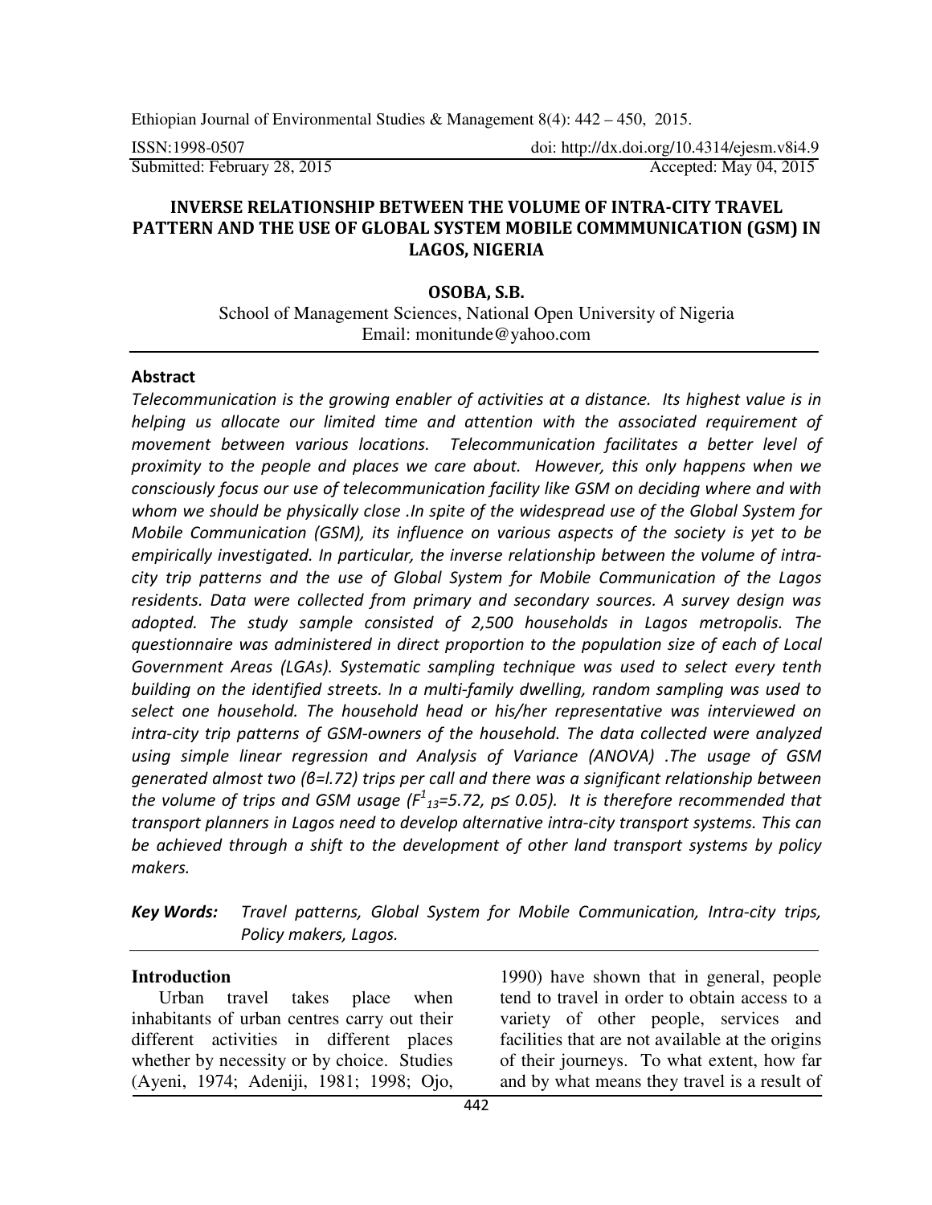ISSN:1998-0507 doi: http://dx.doi.org/10.4314/ejesm.v8i4.9

Submitted: February 28, 2015 Accepted: May 04, 2015

# INVERSE RELATIONSHIP BETWEEN THE VOLUME OF INTRA-CITY TRAVEL PATTERN AND THE USE OF GLOBAL SYSTEM MOBILE COMMMUNICATION (GSM) IN LAGOS, NIGERIA

**OSOBA, S.B.**

School of Management Sciences, National Open University of Nigeria
Email: monitunde@yahoo.com

### Abstract

*Telecommunication is the growing enabler of activities at a distance. Its highest value is in helping us allocate our limited time and attention with the associated requirement of movement between various locations. Telecommunication facilitates a better level of proximity to the people and places we care about. However, this only happens when we consciously focus our use of telecommunication facility like GSM on deciding where and with whom we should be physically close .In spite of the widespread use of the Global System for Mobile Communication (GSM), its influence on various aspects of the society is yet to be empirically investigated. In particular, the inverse relationship between the volume of intra-city trip patterns and the use of Global System for Mobile Communication of the Lagos residents. Data were collected from primary and secondary sources. A survey design was adopted. The study sample consisted of 2,500 households in Lagos metropolis. The questionnaire was administered in direct proportion to the population size of each of Local Government Areas (LGAs). Systematic sampling technique was used to select every tenth building on the identified streets. In a multi-family dwelling, random sampling was used to select one household. The household head or his/her representative was interviewed on intra-city trip patterns of GSM-owners of the household. The data collected were analyzed using simple linear regression and Analysis of Variance (ANOVA) .The usage of GSM generated almost two (β=l.72) trips per call and there was a significant relationship between the volume of trips and GSM usage ($F^{1}_{13}$=5.72, p≤ 0.05). It is therefore recommended that transport planners in Lagos need to develop alternative intra-city transport systems. This can be achieved through a shift to the development of other land transport systems by policy makers.*

***Key Words:*** *Travel patterns, Global System for Mobile Communication, Intra-city trips, Policy makers, Lagos.*

## Introduction

Urban travel takes place when inhabitants of urban centres carry out their different activities in different places whether by necessity or by choice. Studies (Ayeni, 1974; Adeniji, 1981; 1998; Ojo, 1990) have shown that in general, people tend to travel in order to obtain access to a variety of other people, services and facilities that are not available at the origins of their journeys. To what extent, how far and by what means they travel is a result of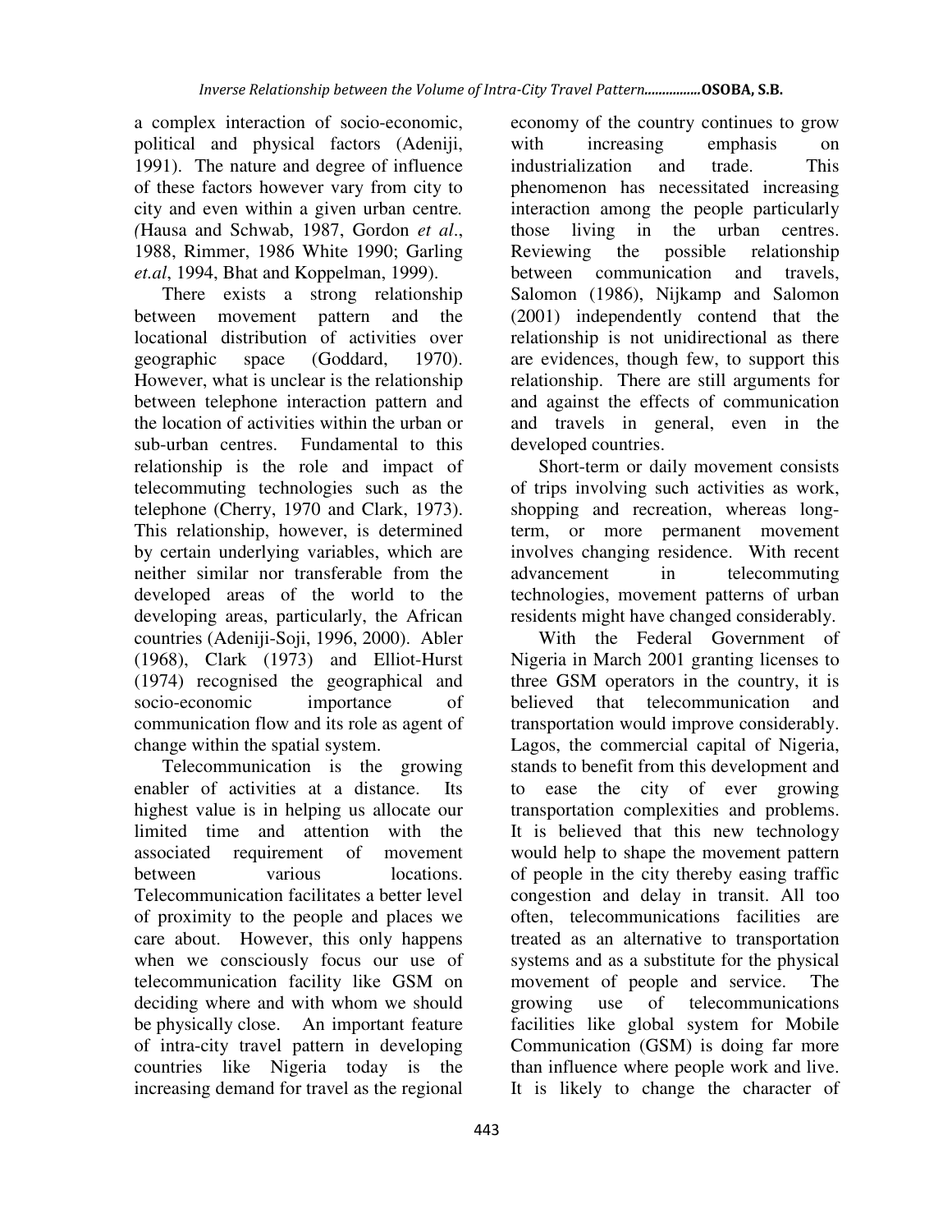a complex interaction of socio-economic, political and physical factors (Adeniji, 1991). The nature and degree of influence of these factors however vary from city to city and even within a given urban centre. (Hausa and Schwab, 1987, Gordon *et al*., 1988, Rimmer, 1986 White 1990; Garling *et.al*, 1994, Bhat and Koppelman, 1999).

There exists a strong relationship between movement pattern and the locational distribution of activities over geographic space (Goddard, 1970). However, what is unclear is the relationship between telephone interaction pattern and the location of activities within the urban or sub-urban centres. Fundamental to this relationship is the role and impact of telecommuting technologies such as the telephone (Cherry, 1970 and Clark, 1973). This relationship, however, is determined by certain underlying variables, which are neither similar nor transferable from the developed areas of the world to the developing areas, particularly, the African countries (Adeniji-Soji, 1996, 2000). Abler (1968), Clark (1973) and Elliot-Hurst (1974) recognised the geographical and socio-economic importance of communication flow and its role as agent of change within the spatial system.

Telecommunication is the growing enabler of activities at a distance. Its highest value is in helping us allocate our limited time and attention with the associated requirement of movement between various locations. Telecommunication facilitates a better level of proximity to the people and places we care about. However, this only happens when we consciously focus our use of telecommunication facility like GSM on deciding where and with whom we should be physically close. An important feature of intra-city travel pattern in developing countries like Nigeria today is the increasing demand for travel as the regional economy of the country continues to grow with increasing emphasis on industrialization and trade. This phenomenon has necessitated increasing interaction among the people particularly those living in the urban centres. Reviewing the possible relationship between communication and travels, Salomon (1986), Nijkamp and Salomon (2001) independently contend that the relationship is not unidirectional as there are evidences, though few, to support this relationship. There are still arguments for and against the effects of communication and travels in general, even in the developed countries.

Short-term or daily movement consists of trips involving such activities as work, shopping and recreation, whereas long-term, or more permanent movement involves changing residence. With recent advancement in telecommuting technologies, movement patterns of urban residents might have changed considerably.

With the Federal Government of Nigeria in March 2001 granting licenses to three GSM operators in the country, it is believed that telecommunication and transportation would improve considerably. Lagos, the commercial capital of Nigeria, stands to benefit from this development and to ease the city of ever growing transportation complexities and problems. It is believed that this new technology would help to shape the movement pattern of people in the city thereby easing traffic congestion and delay in transit. All too often, telecommunications facilities are treated as an alternative to transportation systems and as a substitute for the physical movement of people and service. The growing use of telecommunications facilities like global system for Mobile Communication (GSM) is doing far more than influence where people work and live. It is likely to change the character of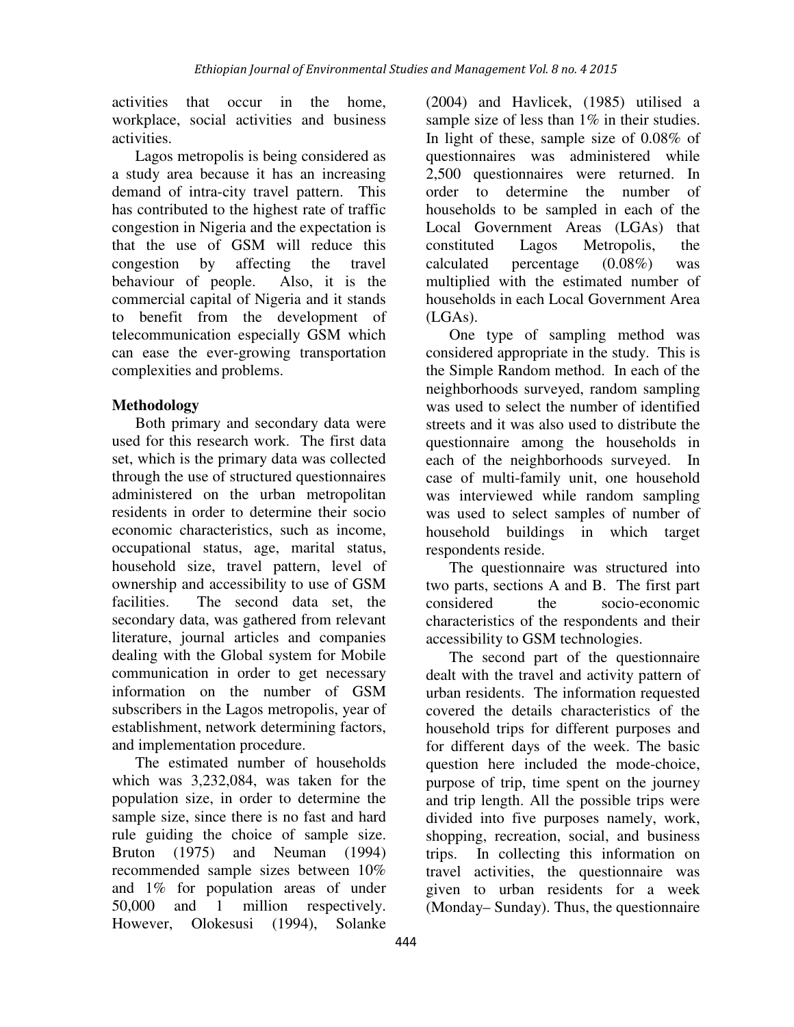activities that occur in the home, workplace, social activities and business activities.

Lagos metropolis is being considered as a study area because it has an increasing demand of intra-city travel pattern. This has contributed to the highest rate of traffic congestion in Nigeria and the expectation is that the use of GSM will reduce this congestion by affecting the travel behaviour of people. Also, it is the commercial capital of Nigeria and it stands to benefit from the development of telecommunication especially GSM which can ease the ever-growing transportation complexities and problems.

## Methodology

Both primary and secondary data were used for this research work. The first data set, which is the primary data was collected through the use of structured questionnaires administered on the urban metropolitan residents in order to determine their socio economic characteristics, such as income, occupational status, age, marital status, household size, travel pattern, level of ownership and accessibility to use of GSM facilities. The second data set, the secondary data, was gathered from relevant literature, journal articles and companies dealing with the Global system for Mobile communication in order to get necessary information on the number of GSM subscribers in the Lagos metropolis, year of establishment, network determining factors, and implementation procedure.

The estimated number of households which was 3,232,084, was taken for the population size, in order to determine the sample size, since there is no fast and hard rule guiding the choice of sample size. Bruton (1975) and Neuman (1994) recommended sample sizes between 10% and 1% for population areas of under 50,000 and 1 million respectively. However, Olokesusi (1994), Solanke (2004) and Havlicek, (1985) utilised a sample size of less than 1% in their studies. In light of these, sample size of 0.08% of questionnaires was administered while 2,500 questionnaires were returned. In order to determine the number of households to be sampled in each of the Local Government Areas (LGAs) that constituted Lagos Metropolis, the calculated percentage (0.08%) was multiplied with the estimated number of households in each Local Government Area (LGAs).

One type of sampling method was considered appropriate in the study. This is the Simple Random method. In each of the neighborhoods surveyed, random sampling was used to select the number of identified streets and it was also used to distribute the questionnaire among the households in each of the neighborhoods surveyed. In case of multi-family unit, one household was interviewed while random sampling was used to select samples of number of household buildings in which target respondents reside.

The questionnaire was structured into two parts, sections A and B. The first part considered the socio-economic characteristics of the respondents and their accessibility to GSM technologies.

The second part of the questionnaire dealt with the travel and activity pattern of urban residents. The information requested covered the details characteristics of the household trips for different purposes and for different days of the week. The basic question here included the mode-choice, purpose of trip, time spent on the journey and trip length. All the possible trips were divided into five purposes namely, work, shopping, recreation, social, and business trips. In collecting this information on travel activities, the questionnaire was given to urban residents for a week (Monday– Sunday). Thus, the questionnaire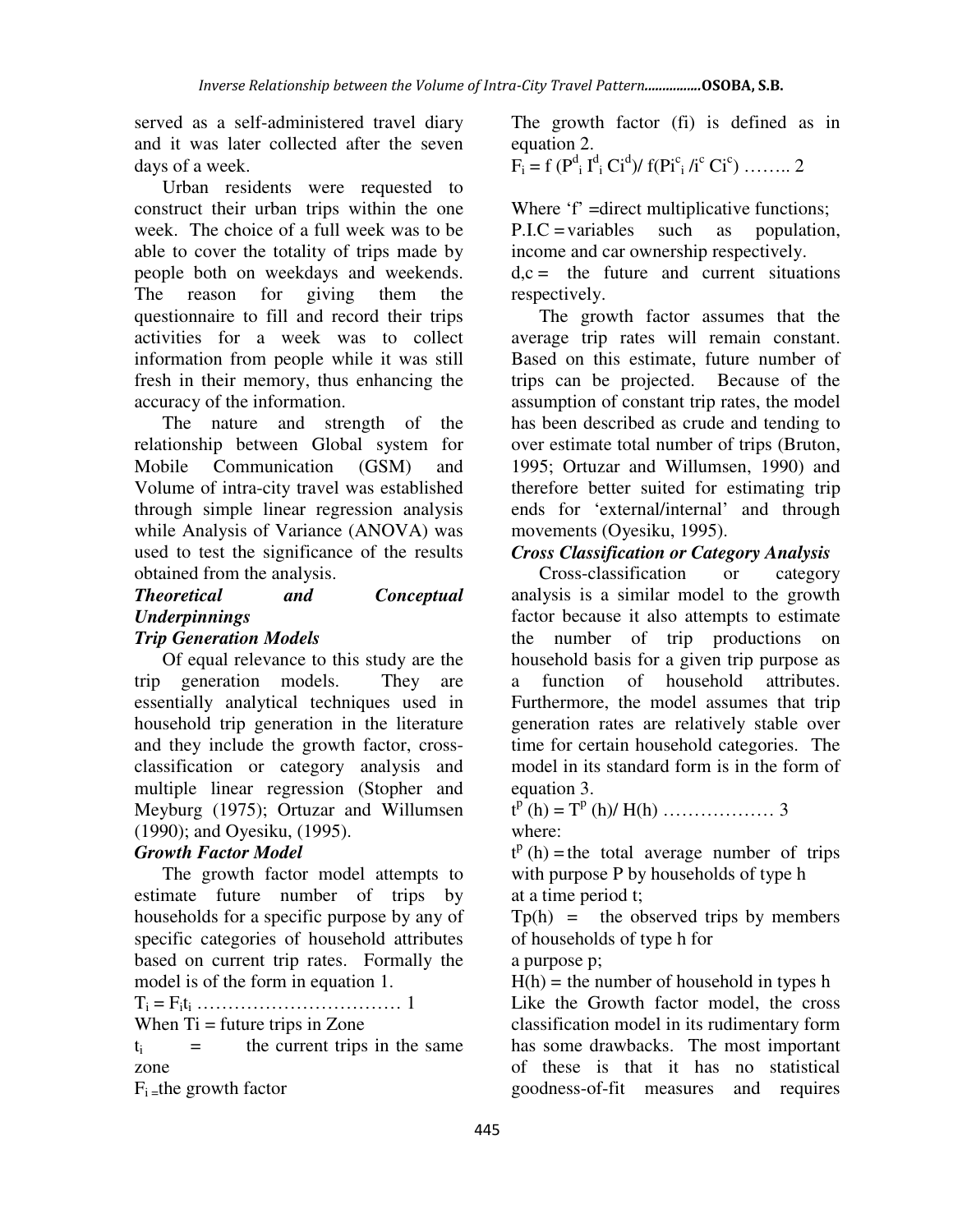served as a self-administered travel diary and it was later collected after the seven days of a week.

Urban residents were requested to construct their urban trips within the one week. The choice of a full week was to be able to cover the totality of trips made by people both on weekdays and weekends. The reason for giving them the questionnaire to fill and record their trips activities for a week was to collect information from people while it was still fresh in their memory, thus enhancing the accuracy of the information.

The nature and strength of the relationship between Global system for Mobile Communication (GSM) and Volume of intra-city travel was established through simple linear regression analysis while Analysis of Variance (ANOVA) was used to test the significance of the results obtained from the analysis.

### *Theoretical and Conceptual Underpinnings*

#### *Trip Generation Models*

Of equal relevance to this study are the trip generation models. They are essentially analytical techniques used in household trip generation in the literature and they include the growth factor, cross-classification or category analysis and multiple linear regression (Stopher and Meyburg (1975); Ortuzar and Willumsen (1990); and Oyesiku, (1995).

#### *Growth Factor Model*

The growth factor model attempts to estimate future number of trips by households for a specific purpose by any of specific categories of household attributes based on current trip rates. Formally the model is of the form in equation 1.

$$T_i = F_i t_i \quad \ldots\ldots\ldots\ldots\ldots\ldots\ldots\ldots\ldots\ldots\ldots\ 1$$

When Ti = future trips in Zone

$t_i$ = the current trips in the same zone

$F_i$ = the growth factor

The growth factor (fi) is defined as in equation 2.

$$F_i = f\,(P^d_i\, I^d_i\, Ci^d) / f(Pi^c_i\, /i^c\, Ci^c) \quad \ldots\ldots\ 2$$

Where 'f' =direct multiplicative functions;

P.I.C = variables such as population, income and car ownership respectively.

d,c = the future and current situations respectively.

The growth factor assumes that the average trip rates will remain constant. Based on this estimate, future number of trips can be projected. Because of the assumption of constant trip rates, the model has been described as crude and tending to over estimate total number of trips (Bruton, 1995; Ortuzar and Willumsen, 1990) and therefore better suited for estimating trip ends for 'external/internal' and through movements (Oyesiku, 1995).

#### *Cross Classification or Category Analysis*

Cross-classification or category analysis is a similar model to the growth factor because it also attempts to estimate the number of trip productions on household basis for a given trip purpose as a function of household attributes. Furthermore, the model assumes that trip generation rates are relatively stable over time for certain household categories. The model in its standard form is in the form of equation 3.

$$t^p\,(h) = T^p\,(h) / H(h) \quad \ldots\ldots\ldots\ldots\ldots\ldots\ 3$$

where:

$t^p\,(h)$ = the total average number of trips with purpose P by households of type h at a time period t;

Tp(h) = the observed trips by members of households of type h for a purpose p;

H(h) = the number of household in types h

Like the Growth factor model, the cross classification model in its rudimentary form has some drawbacks. The most important of these is that it has no statistical goodness-of-fit measures and requires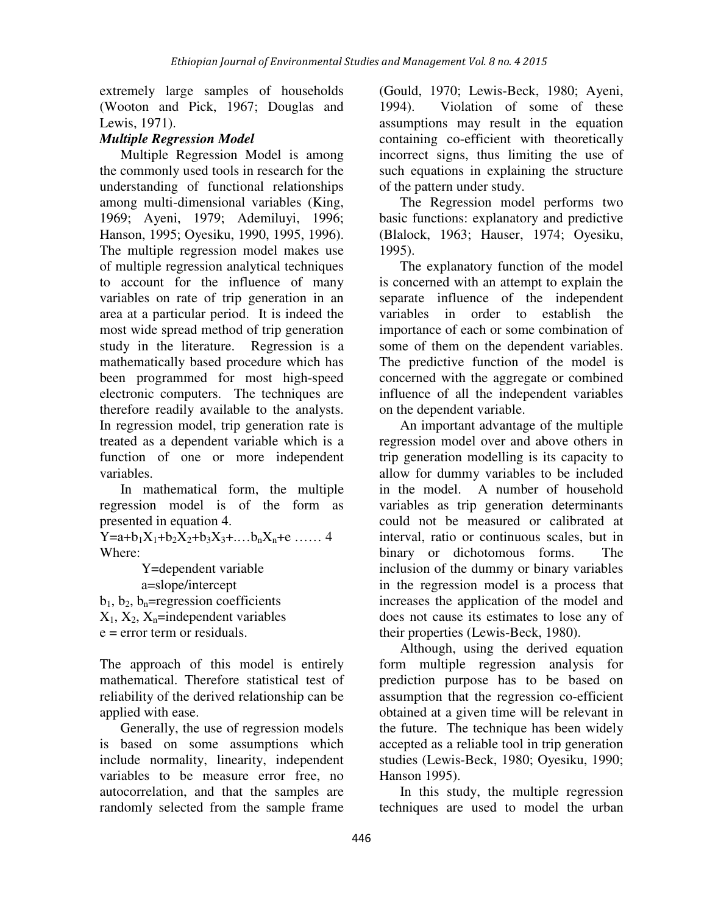extremely large samples of households (Wooton and Pick, 1967; Douglas and Lewis, 1971).

***Multiple Regression Model***

Multiple Regression Model is among the commonly used tools in research for the understanding of functional relationships among multi-dimensional variables (King, 1969; Ayeni, 1979; Ademiluyi, 1996; Hanson, 1995; Oyesiku, 1990, 1995, 1996). The multiple regression model makes use of multiple regression analytical techniques to account for the influence of many variables on rate of trip generation in an area at a particular period. It is indeed the most wide spread method of trip generation study in the literature. Regression is a mathematically based procedure which has been programmed for most high-speed electronic computers. The techniques are therefore readily available to the analysts. In regression model, trip generation rate is treated as a dependent variable which is a function of one or more independent variables.

In mathematical form, the multiple regression model is of the form as presented in equation 4.

$$Y=a+b_1X_1+b_2X_2+b_3X_3+\ldots b_nX_n+e \quad \ldots\ldots 4$$

Where:

Y=dependent variable

a=slope/intercept

$b_1$, $b_2$, $b_n$=regression coefficients

$X_1$, $X_2$, $X_n$=independent variables

e = error term or residuals.

The approach of this model is entirely mathematical. Therefore statistical test of reliability of the derived relationship can be applied with ease.

Generally, the use of regression models is based on some assumptions which include normality, linearity, independent variables to be measure error free, no autocorrelation, and that the samples are randomly selected from the sample frame (Gould, 1970; Lewis-Beck, 1980; Ayeni, 1994). Violation of some of these assumptions may result in the equation containing co-efficient with theoretically incorrect signs, thus limiting the use of such equations in explaining the structure of the pattern under study.

The Regression model performs two basic functions: explanatory and predictive (Blalock, 1963; Hauser, 1974; Oyesiku, 1995).

The explanatory function of the model is concerned with an attempt to explain the separate influence of the independent variables in order to establish the importance of each or some combination of some of them on the dependent variables. The predictive function of the model is concerned with the aggregate or combined influence of all the independent variables on the dependent variable.

An important advantage of the multiple regression model over and above others in trip generation modelling is its capacity to allow for dummy variables to be included in the model. A number of household variables as trip generation determinants could not be measured or calibrated at interval, ratio or continuous scales, but in binary or dichotomous forms. The inclusion of the dummy or binary variables in the regression model is a process that increases the application of the model and does not cause its estimates to lose any of their properties (Lewis-Beck, 1980).

Although, using the derived equation form multiple regression analysis for prediction purpose has to be based on assumption that the regression co-efficient obtained at a given time will be relevant in the future. The technique has been widely accepted as a reliable tool in trip generation studies (Lewis-Beck, 1980; Oyesiku, 1990; Hanson 1995).

In this study, the multiple regression techniques are used to model the urban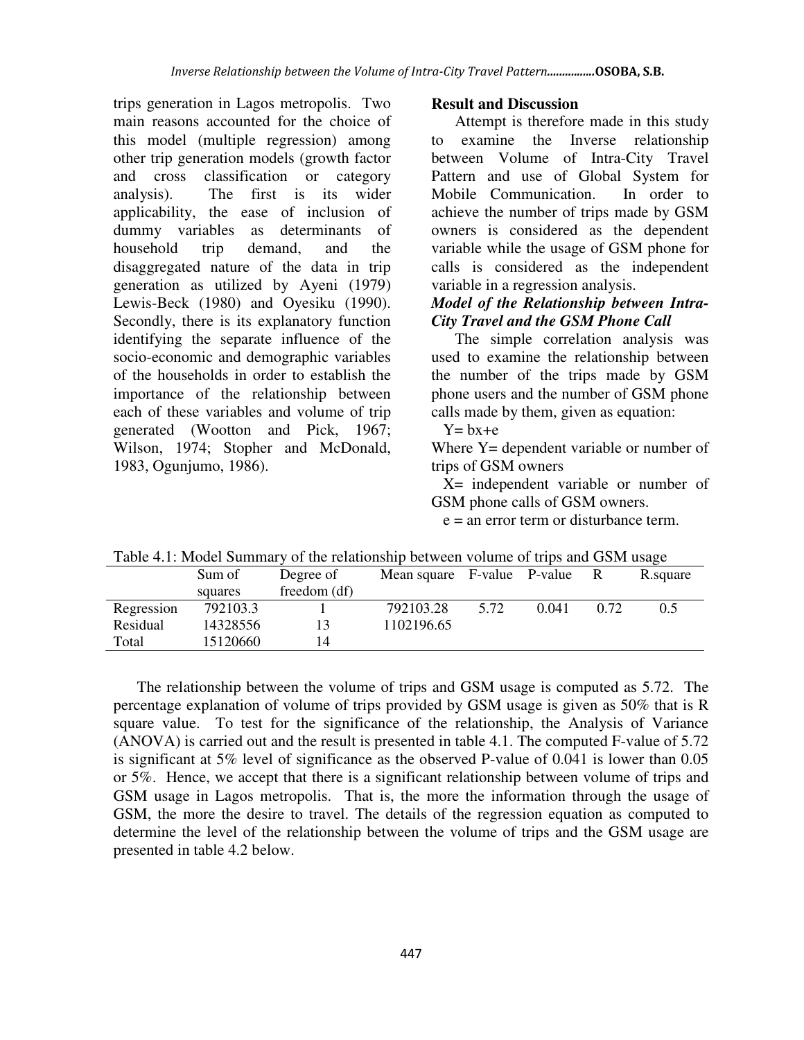trips generation in Lagos metropolis. Two main reasons accounted for the choice of this model (multiple regression) among other trip generation models (growth factor and cross classification or category analysis). The first is its wider applicability, the ease of inclusion of dummy variables as determinants of household trip demand, and the disaggregated nature of the data in trip generation as utilized by Ayeni (1979) Lewis-Beck (1980) and Oyesiku (1990). Secondly, there is its explanatory function identifying the separate influence of the socio-economic and demographic variables of the households in order to establish the importance of the relationship between each of these variables and volume of trip generated (Wootton and Pick, 1967; Wilson, 1974; Stopher and McDonald, 1983, Ogunjumo, 1986).

**Result and Discussion**

Attempt is therefore made in this study to examine the Inverse relationship between Volume of Intra-City Travel Pattern and use of Global System for Mobile Communication. In order to achieve the number of trips made by GSM owners is considered as the dependent variable while the usage of GSM phone for calls is considered as the independent variable in a regression analysis.

***Model of the Relationship between Intra-City Travel and the GSM Phone Call***

The simple correlation analysis was used to examine the relationship between the number of the trips made by GSM phone users and the number of GSM phone calls made by them, given as equation:

$Y = bx + e$

Where Y= dependent variable or number of trips of GSM owners

X= independent variable or number of GSM phone calls of GSM owners.

e = an error term or disturbance term.

Table 4.1: Model Summary of the relationship between volume of trips and GSM usage

| | Sum of squares | Degree of freedom (df) | Mean square | F-value | P-value | R | R.square |
|---|---|---|---|---|---|---|---|
| Regression | 792103.3 | 1 | 792103.28 | 5.72 | 0.041 | 0.72 | 0.5 |
| Residual | 14328556 | 13 | 1102196.65 | | | | |
| Total | 15120660 | 14 | | | | | |

The relationship between the volume of trips and GSM usage is computed as 5.72. The percentage explanation of volume of trips provided by GSM usage is given as 50% that is R square value. To test for the significance of the relationship, the Analysis of Variance (ANOVA) is carried out and the result is presented in table 4.1. The computed F-value of 5.72 is significant at 5% level of significance as the observed P-value of 0.041 is lower than 0.05 or 5%. Hence, we accept that there is a significant relationship between volume of trips and GSM usage in Lagos metropolis. That is, the more the information through the usage of GSM, the more the desire to travel. The details of the regression equation as computed to determine the level of the relationship between the volume of trips and the GSM usage are presented in table 4.2 below.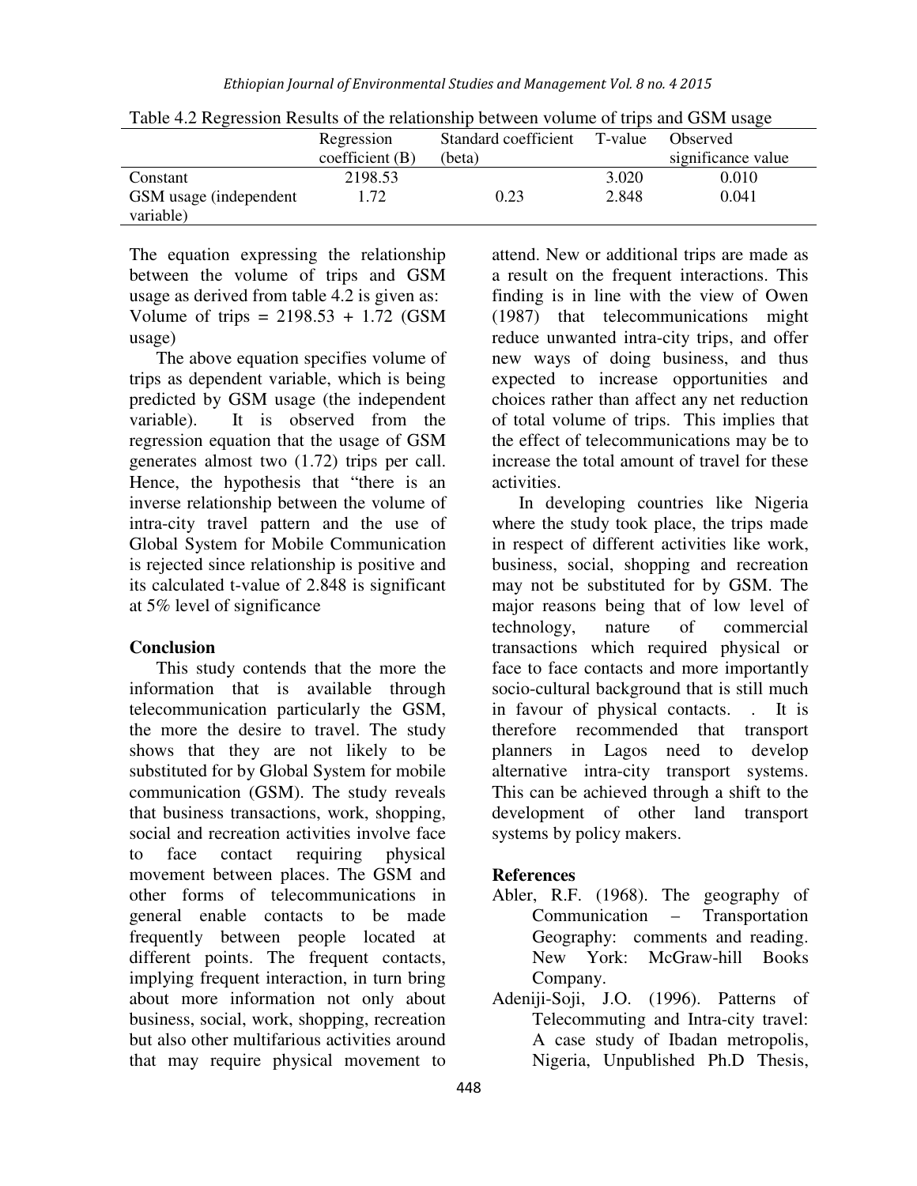Table 4.2 Regression Results of the relationship between volume of trips and GSM usage

| | Regression coefficient (B) | Standard coefficient (beta) | T-value | Observed significance value |
|---|---|---|---|---|
| Constant | 2198.53 | | 3.020 | 0.010 |
| GSM usage (independent variable) | 1.72 | 0.23 | 2.848 | 0.041 |

The equation expressing the relationship between the volume of trips and GSM usage as derived from table 4.2 is given as:

Volume of trips = 2198.53 + 1.72 (GSM usage)

The above equation specifies volume of trips as dependent variable, which is being predicted by GSM usage (the independent variable). It is observed from the regression equation that the usage of GSM generates almost two (1.72) trips per call. Hence, the hypothesis that "there is an inverse relationship between the volume of intra-city travel pattern and the use of Global System for Mobile Communication is rejected since relationship is positive and its calculated t-value of 2.848 is significant at 5% level of significance

## Conclusion

This study contends that the more the information that is available through telecommunication particularly the GSM, the more the desire to travel. The study shows that they are not likely to be substituted for by Global System for mobile communication (GSM). The study reveals that business transactions, work, shopping, social and recreation activities involve face to face contact requiring physical movement between places. The GSM and other forms of telecommunications in general enable contacts to be made frequently between people located at different points. The frequent contacts, implying frequent interaction, in turn bring about more information not only about business, social, work, shopping, recreation but also other multifarious activities around that may require physical movement to attend. New or additional trips are made as a result on the frequent interactions. This finding is in line with the view of Owen (1987) that telecommunications might reduce unwanted intra-city trips, and offer new ways of doing business, and thus expected to increase opportunities and choices rather than affect any net reduction of total volume of trips. This implies that the effect of telecommunications may be to increase the total amount of travel for these activities.

In developing countries like Nigeria where the study took place, the trips made in respect of different activities like work, business, social, shopping and recreation may not be substituted for by GSM. The major reasons being that of low level of technology, nature of commercial transactions which required physical or face to face contacts and more importantly socio-cultural background that is still much in favour of physical contacts. . It is therefore recommended that transport planners in Lagos need to develop alternative intra-city transport systems. This can be achieved through a shift to the development of other land transport systems by policy makers.

## References

Abler, R.F. (1968). The geography of Communication – Transportation Geography: comments and reading. New York: McGraw-hill Books Company.

Adeniji-Soji, J.O. (1996). Patterns of Telecommuting and Intra-city travel: A case study of Ibadan metropolis, Nigeria, Unpublished Ph.D Thesis,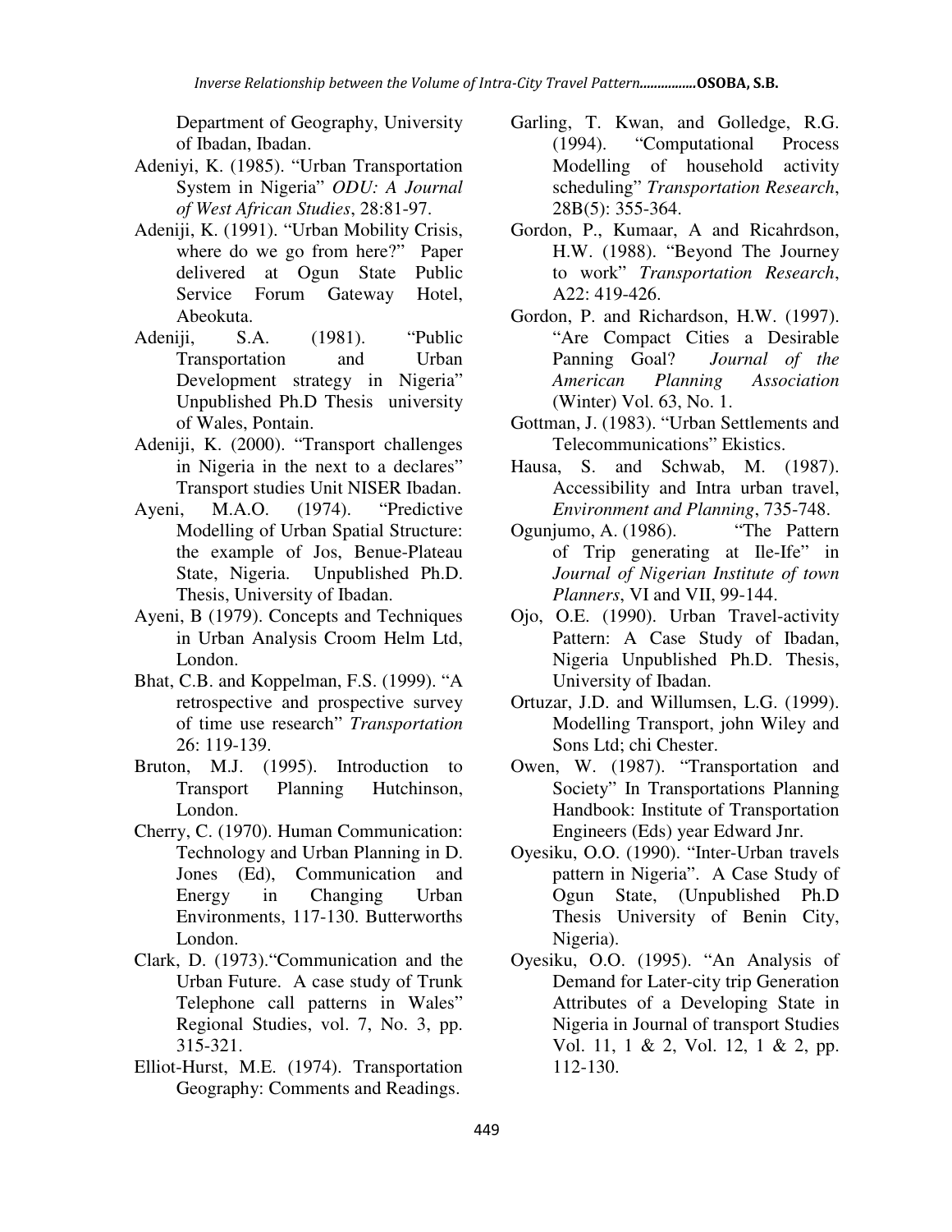Department of Geography, University of Ibadan, Ibadan.

Adeniyi, K. (1985). "Urban Transportation System in Nigeria" *ODU: A Journal of West African Studies*, 28:81-97.

Adeniji, K. (1991). "Urban Mobility Crisis, where do we go from here?" Paper delivered at Ogun State Public Service Forum Gateway Hotel, Abeokuta.

Adeniji, S.A. (1981). "Public Transportation and Urban Development strategy in Nigeria" Unpublished Ph.D Thesis university of Wales, Pontain.

Adeniji, K. (2000). "Transport challenges in Nigeria in the next to a declares" Transport studies Unit NISER Ibadan.

Ayeni, M.A.O. (1974). "Predictive Modelling of Urban Spatial Structure: the example of Jos, Benue-Plateau State, Nigeria. Unpublished Ph.D. Thesis, University of Ibadan.

Ayeni, B (1979). Concepts and Techniques in Urban Analysis Croom Helm Ltd, London.

Bhat, C.B. and Koppelman, F.S. (1999). "A retrospective and prospective survey of time use research" *Transportation* 26: 119-139.

Bruton, M.J. (1995). Introduction to Transport Planning Hutchinson, London.

Cherry, C. (1970). Human Communication: Technology and Urban Planning in D. Jones (Ed), Communication and Energy in Changing Urban Environments, 117-130. Butterworths London.

Clark, D. (1973)."Communication and the Urban Future. A case study of Trunk Telephone call patterns in Wales" Regional Studies, vol. 7, No. 3, pp. 315-321.

Elliot-Hurst, M.E. (1974). Transportation Geography: Comments and Readings.

Garling, T. Kwan, and Golledge, R.G. (1994). "Computational Process Modelling of household activity scheduling" *Transportation Research*, 28B(5): 355-364.

Gordon, P., Kumaar, A and Ricahrdson, H.W. (1988). "Beyond The Journey to work" *Transportation Research*, A22: 419-426.

Gordon, P. and Richardson, H.W. (1997). "Are Compact Cities a Desirable Panning Goal? *Journal of the American Planning Association* (Winter) Vol. 63, No. 1.

Gottman, J. (1983). "Urban Settlements and Telecommunications" Ekistics.

Hausa, S. and Schwab, M. (1987). Accessibility and Intra urban travel, *Environment and Planning*, 735-748.

Ogunjumo, A. (1986). "The Pattern of Trip generating at Ile-Ife" in *Journal of Nigerian Institute of town Planners*, VI and VII, 99-144.

Ojo, O.E. (1990). Urban Travel-activity Pattern: A Case Study of Ibadan, Nigeria Unpublished Ph.D. Thesis, University of Ibadan.

Ortuzar, J.D. and Willumsen, L.G. (1999). Modelling Transport, john Wiley and Sons Ltd; chi Chester.

Owen, W. (1987). "Transportation and Society" In Transportations Planning Handbook: Institute of Transportation Engineers (Eds) year Edward Jnr.

Oyesiku, O.O. (1990). "Inter-Urban travels pattern in Nigeria". A Case Study of Ogun State, (Unpublished Ph.D Thesis University of Benin City, Nigeria).

Oyesiku, O.O. (1995). "An Analysis of Demand for Later-city trip Generation Attributes of a Developing State in Nigeria in Journal of transport Studies Vol. 11, 1 & 2, Vol. 12, 1 & 2, pp. 112-130.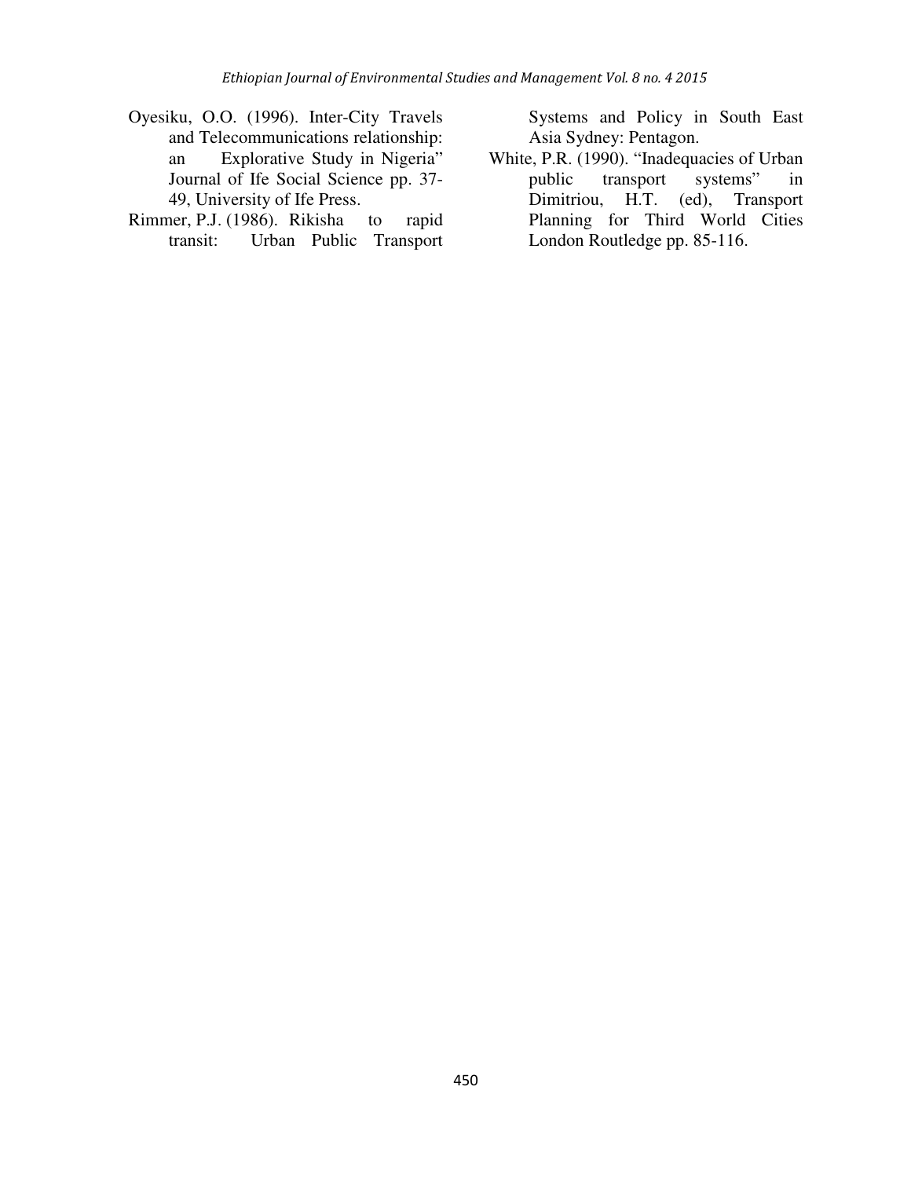Oyesiku, O.O. (1996). Inter-City Travels and Telecommunications relationship: an Explorative Study in Nigeria" Journal of Ife Social Science pp. 37-49, University of Ife Press.

Rimmer, P.J. (1986). Rikisha to rapid transit: Urban Public Transport Systems and Policy in South East Asia Sydney: Pentagon.

White, P.R. (1990). "Inadequacies of Urban public transport systems" in Dimitriou, H.T. (ed), Transport Planning for Third World Cities London Routledge pp. 85-116.